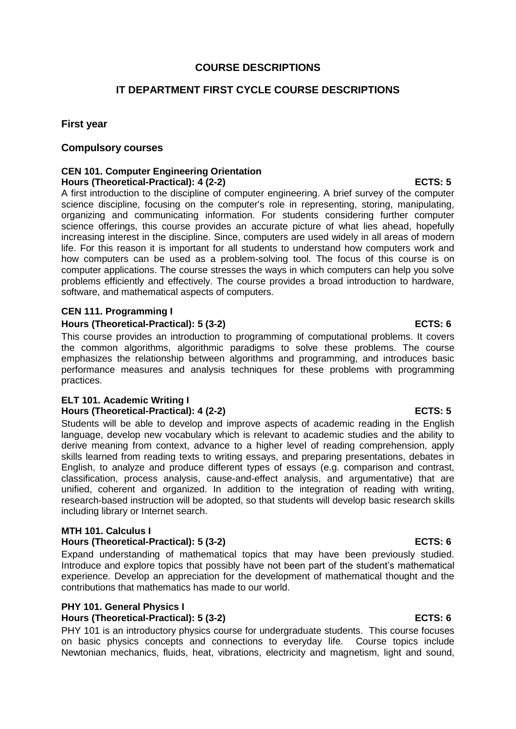# COURSE DESCRIPTIONS

## IT DEPARTMENT FIRST CYCLE COURSE DESCRIPTIONS

### First year

### Compulsory courses

**CEN 101. Computer Engineering Orientation**
**Hours (Theoretical-Practical): 4 (2-2) ECTS: 5**

A first introduction to the discipline of computer engineering. A brief survey of the computer science discipline, focusing on the computer's role in representing, storing, manipulating, organizing and communicating information. For students considering further computer science offerings, this course provides an accurate picture of what lies ahead, hopefully increasing interest in the discipline. Since, computers are used widely in all areas of modern life. For this reason it is important for all students to understand how computers work and how computers can be used as a problem-solving tool. The focus of this course is on computer applications. The course stresses the ways in which computers can help you solve problems efficiently and effectively. The course provides a broad introduction to hardware, software, and mathematical aspects of computers.

**CEN 111. Programming I**
**Hours (Theoretical-Practical): 5 (3-2) ECTS: 6**

This course provides an introduction to programming of computational problems. It covers the common algorithms, algorithmic paradigms to solve these problems. The course emphasizes the relationship between algorithms and programming, and introduces basic performance measures and analysis techniques for these problems with programming practices.

**ELT 101. Academic Writing I**
**Hours (Theoretical-Practical): 4 (2-2) ECTS: 5**

Students will be able to develop and improve aspects of academic reading in the English language, develop new vocabulary which is relevant to academic studies and the ability to derive meaning from context, advance to a higher level of reading comprehension, apply skills learned from reading texts to writing essays, and preparing presentations, debates in English, to analyze and produce different types of essays (e.g. comparison and contrast, classification, process analysis, cause-and-effect analysis, and argumentative) that are unified, coherent and organized. In addition to the integration of reading with writing, research-based instruction will be adopted, so that students will develop basic research skills including library or Internet search.

**MTH 101. Calculus I**
**Hours (Theoretical-Practical): 5 (3-2) ECTS: 6**

Expand understanding of mathematical topics that may have been previously studied. Introduce and explore topics that possibly have not been part of the student's mathematical experience. Develop an appreciation for the development of mathematical thought and the contributions that mathematics has made to our world.

**PHY 101. General Physics I**
**Hours (Theoretical-Practical): 5 (3-2) ECTS: 6**

PHY 101 is an introductory physics course for undergraduate students. This course focuses on basic physics concepts and connections to everyday life. Course topics include Newtonian mechanics, fluids, heat, vibrations, electricity and magnetism, light and sound,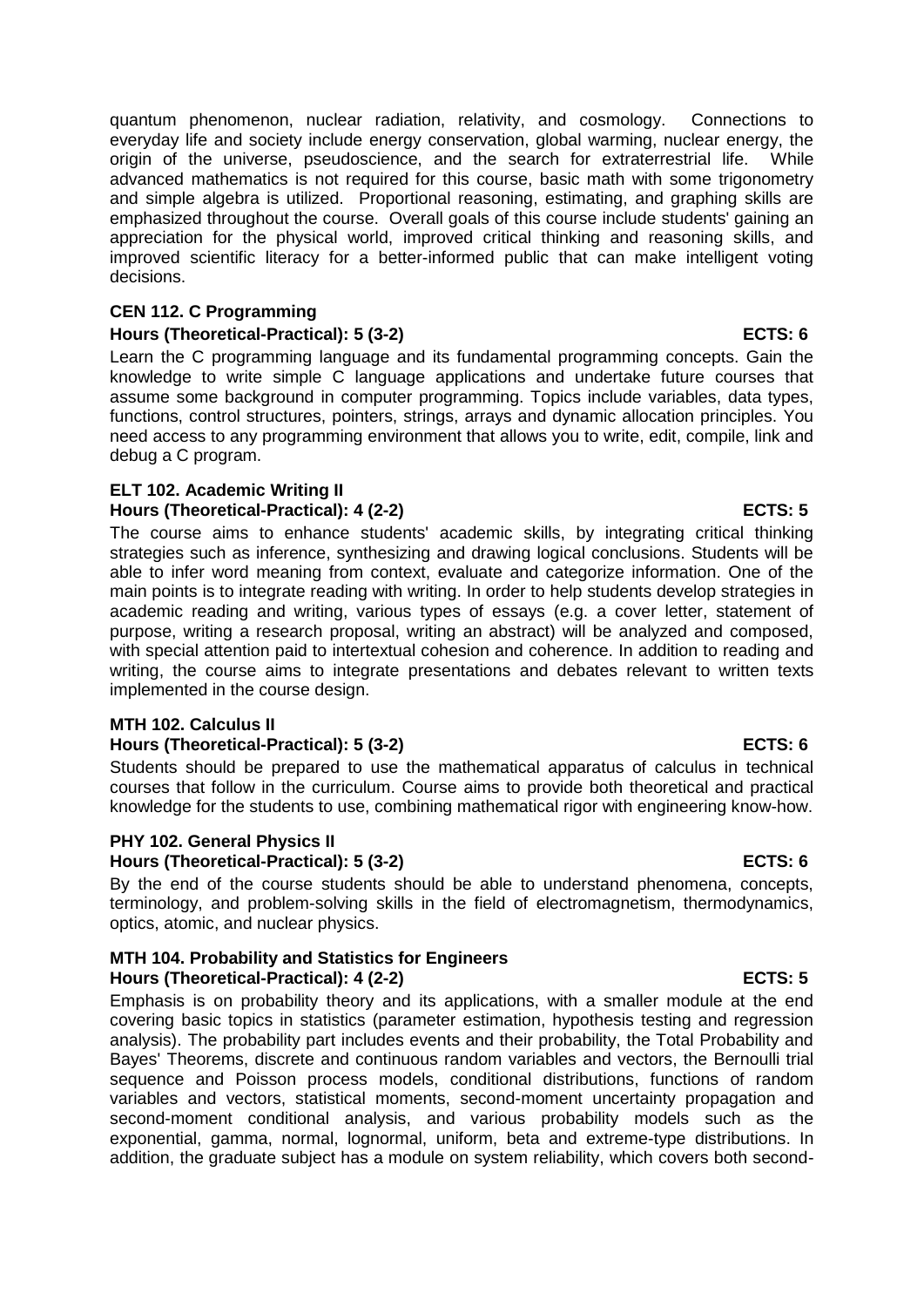quantum phenomenon, nuclear radiation, relativity, and cosmology. Connections to everyday life and society include energy conservation, global warming, nuclear energy, the origin of the universe, pseudoscience, and the search for extraterrestrial life. While advanced mathematics is not required for this course, basic math with some trigonometry and simple algebra is utilized. Proportional reasoning, estimating, and graphing skills are emphasized throughout the course. Overall goals of this course include students' gaining an appreciation for the physical world, improved critical thinking and reasoning skills, and improved scientific literacy for a better-informed public that can make intelligent voting decisions.

**CEN 112. C Programming**
**Hours (Theoretical-Practical): 5 (3-2) ECTS: 6**

Learn the C programming language and its fundamental programming concepts. Gain the knowledge to write simple C language applications and undertake future courses that assume some background in computer programming. Topics include variables, data types, functions, control structures, pointers, strings, arrays and dynamic allocation principles. You need access to any programming environment that allows you to write, edit, compile, link and debug a C program.

**ELT 102. Academic Writing II**
**Hours (Theoretical-Practical): 4 (2-2) ECTS: 5**

The course aims to enhance students' academic skills, by integrating critical thinking strategies such as inference, synthesizing and drawing logical conclusions. Students will be able to infer word meaning from context, evaluate and categorize information. One of the main points is to integrate reading with writing. In order to help students develop strategies in academic reading and writing, various types of essays (e.g. a cover letter, statement of purpose, writing a research proposal, writing an abstract) will be analyzed and composed, with special attention paid to intertextual cohesion and coherence. In addition to reading and writing, the course aims to integrate presentations and debates relevant to written texts implemented in the course design.

**MTH 102. Calculus II**
**Hours (Theoretical-Practical): 5 (3-2) ECTS: 6**

Students should be prepared to use the mathematical apparatus of calculus in technical courses that follow in the curriculum. Course aims to provide both theoretical and practical knowledge for the students to use, combining mathematical rigor with engineering know-how.

**PHY 102. General Physics II**
**Hours (Theoretical-Practical): 5 (3-2) ECTS: 6**

By the end of the course students should be able to understand phenomena, concepts, terminology, and problem-solving skills in the field of electromagnetism, thermodynamics, optics, atomic, and nuclear physics.

**MTH 104. Probability and Statistics for Engineers**
**Hours (Theoretical-Practical): 4 (2-2) ECTS: 5**

Emphasis is on probability theory and its applications, with a smaller module at the end covering basic topics in statistics (parameter estimation, hypothesis testing and regression analysis). The probability part includes events and their probability, the Total Probability and Bayes' Theorems, discrete and continuous random variables and vectors, the Bernoulli trial sequence and Poisson process models, conditional distributions, functions of random variables and vectors, statistical moments, second-moment uncertainty propagation and second-moment conditional analysis, and various probability models such as the exponential, gamma, normal, lognormal, uniform, beta and extreme-type distributions. In addition, the graduate subject has a module on system reliability, which covers both second-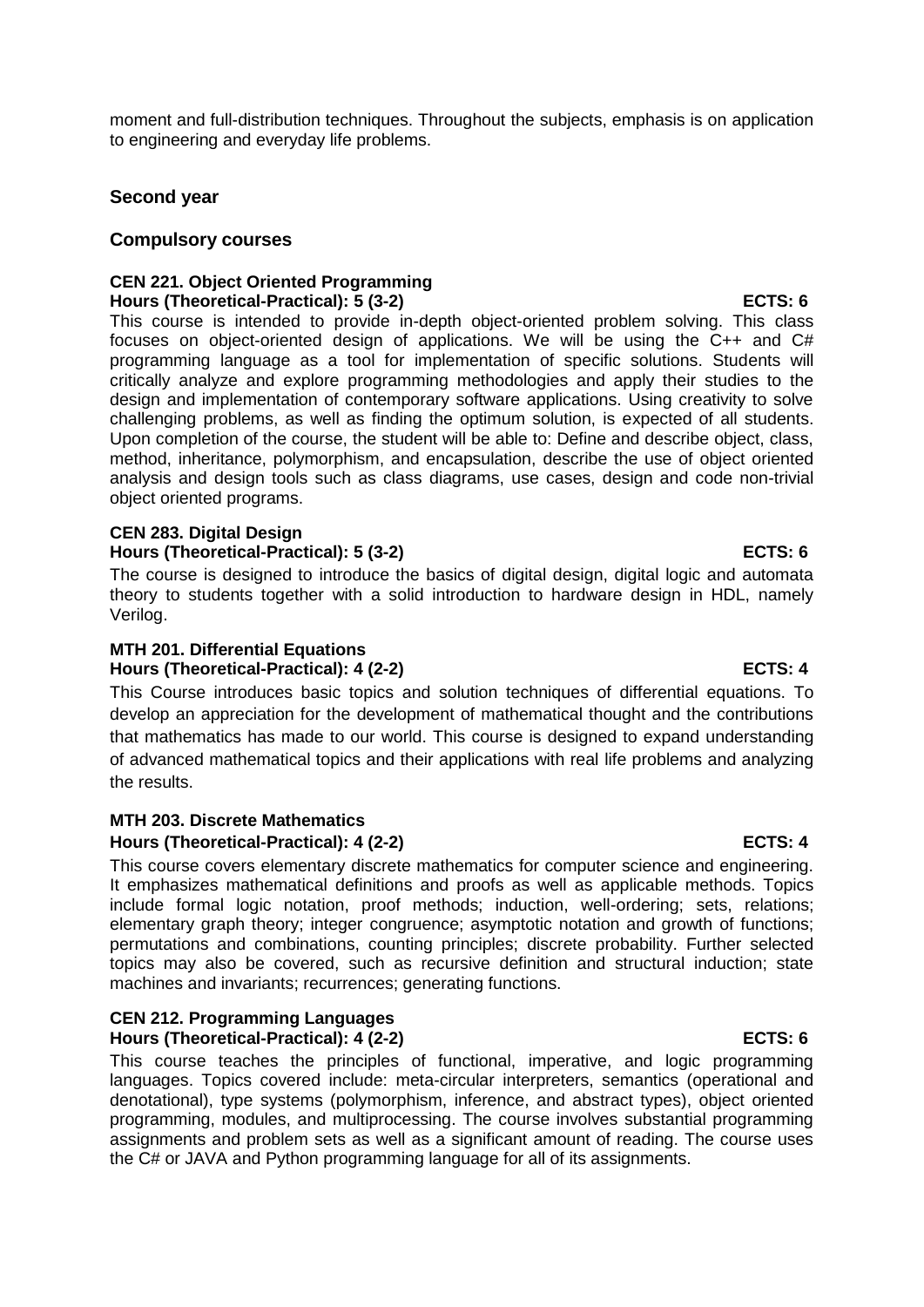moment and full-distribution techniques. Throughout the subjects, emphasis is on application to engineering and everyday life problems.

## Second year

### Compulsory courses

**CEN 221. Object Oriented Programming**
**Hours (Theoretical-Practical): 5 (3-2) ECTS: 6**

This course is intended to provide in-depth object-oriented problem solving. This class focuses on object-oriented design of applications. We will be using the C++ and C# programming language as a tool for implementation of specific solutions. Students will critically analyze and explore programming methodologies and apply their studies to the design and implementation of contemporary software applications. Using creativity to solve challenging problems, as well as finding the optimum solution, is expected of all students. Upon completion of the course, the student will be able to: Define and describe object, class, method, inheritance, polymorphism, and encapsulation, describe the use of object oriented analysis and design tools such as class diagrams, use cases, design and code non-trivial object oriented programs.

**CEN 283. Digital Design**
**Hours (Theoretical-Practical): 5 (3-2) ECTS: 6**

The course is designed to introduce the basics of digital design, digital logic and automata theory to students together with a solid introduction to hardware design in HDL, namely Verilog.

**MTH 201. Differential Equations**
**Hours (Theoretical-Practical): 4 (2-2) ECTS: 4**

This Course introduces basic topics and solution techniques of differential equations. To develop an appreciation for the development of mathematical thought and the contributions that mathematics has made to our world. This course is designed to expand understanding of advanced mathematical topics and their applications with real life problems and analyzing the results.

**MTH 203. Discrete Mathematics**
**Hours (Theoretical-Practical): 4 (2-2) ECTS: 4**

This course covers elementary discrete mathematics for computer science and engineering. It emphasizes mathematical definitions and proofs as well as applicable methods. Topics include formal logic notation, proof methods; induction, well-ordering; sets, relations; elementary graph theory; integer congruence; asymptotic notation and growth of functions; permutations and combinations, counting principles; discrete probability. Further selected topics may also be covered, such as recursive definition and structural induction; state machines and invariants; recurrences; generating functions.

**CEN 212. Programming Languages**
**Hours (Theoretical-Practical): 4 (2-2) ECTS: 6**

This course teaches the principles of functional, imperative, and logic programming languages. Topics covered include: meta-circular interpreters, semantics (operational and denotational), type systems (polymorphism, inference, and abstract types), object oriented programming, modules, and multiprocessing. The course involves substantial programming assignments and problem sets as well as a significant amount of reading. The course uses the C# or JAVA and Python programming language for all of its assignments.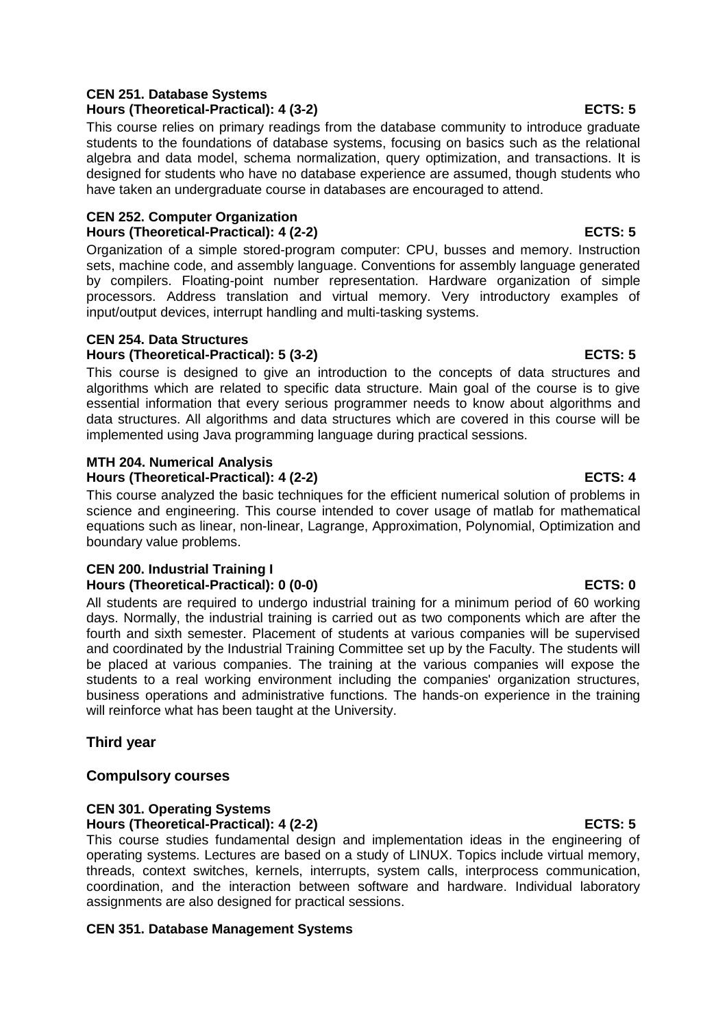**CEN 251. Database Systems**
**Hours (Theoretical-Practical): 4 (3-2) ECTS: 5**

This course relies on primary readings from the database community to introduce graduate students to the foundations of database systems, focusing on basics such as the relational algebra and data model, schema normalization, query optimization, and transactions. It is designed for students who have no database experience are assumed, though students who have taken an undergraduate course in databases are encouraged to attend.

**CEN 252. Computer Organization**
**Hours (Theoretical-Practical): 4 (2-2) ECTS: 5**

Organization of a simple stored-program computer: CPU, busses and memory. Instruction sets, machine code, and assembly language. Conventions for assembly language generated by compilers. Floating-point number representation. Hardware organization of simple processors. Address translation and virtual memory. Very introductory examples of input/output devices, interrupt handling and multi-tasking systems.

**CEN 254. Data Structures**
**Hours (Theoretical-Practical): 5 (3-2) ECTS: 5**

This course is designed to give an introduction to the concepts of data structures and algorithms which are related to specific data structure. Main goal of the course is to give essential information that every serious programmer needs to know about algorithms and data structures. All algorithms and data structures which are covered in this course will be implemented using Java programming language during practical sessions.

**MTH 204. Numerical Analysis**
**Hours (Theoretical-Practical): 4 (2-2) ECTS: 4**

This course analyzed the basic techniques for the efficient numerical solution of problems in science and engineering. This course intended to cover usage of matlab for mathematical equations such as linear, non-linear, Lagrange, Approximation, Polynomial, Optimization and boundary value problems.

**CEN 200. Industrial Training I**
**Hours (Theoretical-Practical): 0 (0-0) ECTS: 0**

All students are required to undergo industrial training for a minimum period of 60 working days. Normally, the industrial training is carried out as two components which are after the fourth and sixth semester. Placement of students at various companies will be supervised and coordinated by the Industrial Training Committee set up by the Faculty. The students will be placed at various companies. The training at the various companies will expose the students to a real working environment including the companies' organization structures, business operations and administrative functions. The hands-on experience in the training will reinforce what has been taught at the University.

## Third year

### Compulsory courses

**CEN 301. Operating Systems**
**Hours (Theoretical-Practical): 4 (2-2) ECTS: 5**

This course studies fundamental design and implementation ideas in the engineering of operating systems. Lectures are based on a study of LINUX. Topics include virtual memory, threads, context switches, kernels, interrupts, system calls, interprocess communication, coordination, and the interaction between software and hardware. Individual laboratory assignments are also designed for practical sessions.

**CEN 351. Database Management Systems**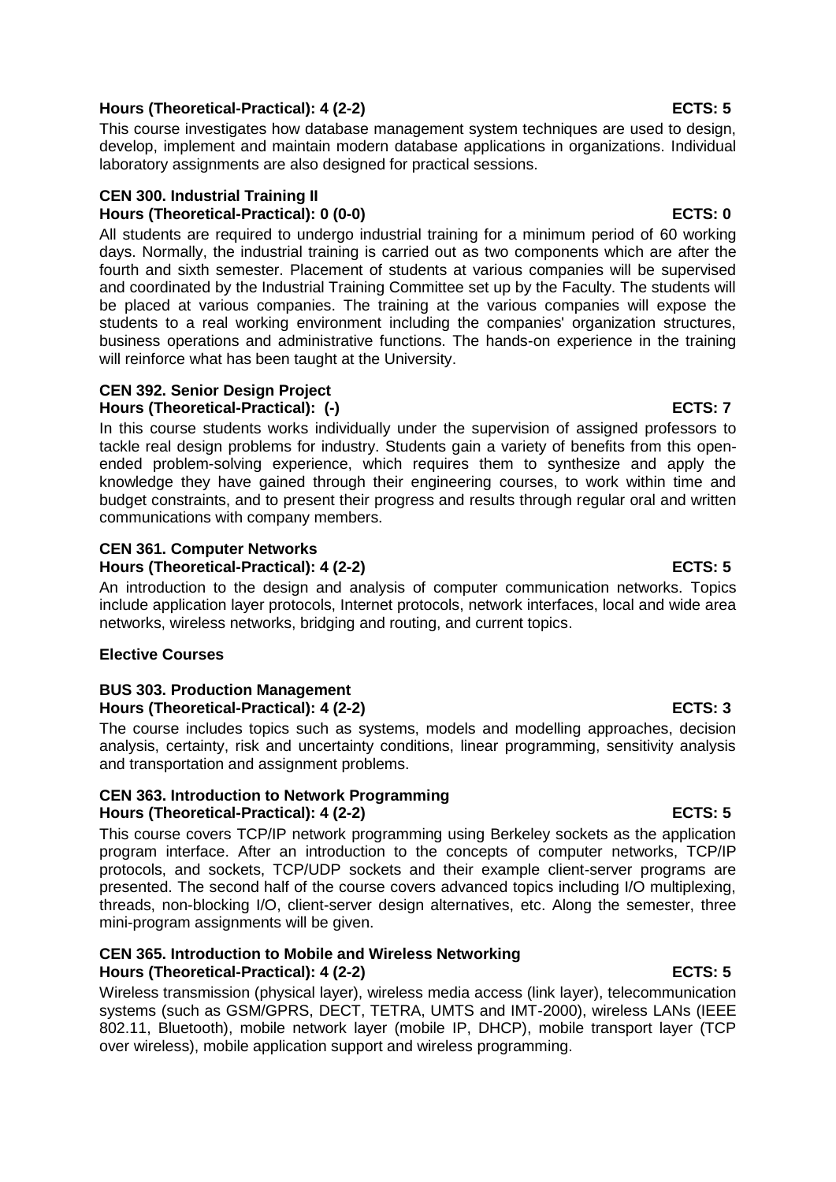**Hours (Theoretical-Practical): 4 (2-2) ECTS: 5**

This course investigates how database management system techniques are used to design, develop, implement and maintain modern database applications in organizations. Individual laboratory assignments are also designed for practical sessions.

### CEN 300. Industrial Training II

**Hours (Theoretical-Practical): 0 (0-0) ECTS: 0**

All students are required to undergo industrial training for a minimum period of 60 working days. Normally, the industrial training is carried out as two components which are after the fourth and sixth semester. Placement of students at various companies will be supervised and coordinated by the Industrial Training Committee set up by the Faculty. The students will be placed at various companies. The training at the various companies will expose the students to a real working environment including the companies' organization structures, business operations and administrative functions. The hands-on experience in the training will reinforce what has been taught at the University.

### CEN 392. Senior Design Project

**Hours (Theoretical-Practical): (-) ECTS: 7**

In this course students works individually under the supervision of assigned professors to tackle real design problems for industry. Students gain a variety of benefits from this open-ended problem-solving experience, which requires them to synthesize and apply the knowledge they have gained through their engineering courses, to work within time and budget constraints, and to present their progress and results through regular oral and written communications with company members.

### CEN 361. Computer Networks

**Hours (Theoretical-Practical): 4 (2-2) ECTS: 5**

An introduction to the design and analysis of computer communication networks. Topics include application layer protocols, Internet protocols, network interfaces, local and wide area networks, wireless networks, bridging and routing, and current topics.

## Elective Courses

### BUS 303. Production Management

**Hours (Theoretical-Practical): 4 (2-2) ECTS: 3**

The course includes topics such as systems, models and modelling approaches, decision analysis, certainty, risk and uncertainty conditions, linear programming, sensitivity analysis and transportation and assignment problems.

### CEN 363. Introduction to Network Programming

**Hours (Theoretical-Practical): 4 (2-2) ECTS: 5**

This course covers TCP/IP network programming using Berkeley sockets as the application program interface. After an introduction to the concepts of computer networks, TCP/IP protocols, and sockets, TCP/UDP sockets and their example client-server programs are presented. The second half of the course covers advanced topics including I/O multiplexing, threads, non-blocking I/O, client-server design alternatives, etc. Along the semester, three mini-program assignments will be given.

### CEN 365. Introduction to Mobile and Wireless Networking

**Hours (Theoretical-Practical): 4 (2-2) ECTS: 5**

Wireless transmission (physical layer), wireless media access (link layer), telecommunication systems (such as GSM/GPRS, DECT, TETRA, UMTS and IMT-2000), wireless LANs (IEEE 802.11, Bluetooth), mobile network layer (mobile IP, DHCP), mobile transport layer (TCP over wireless), mobile application support and wireless programming.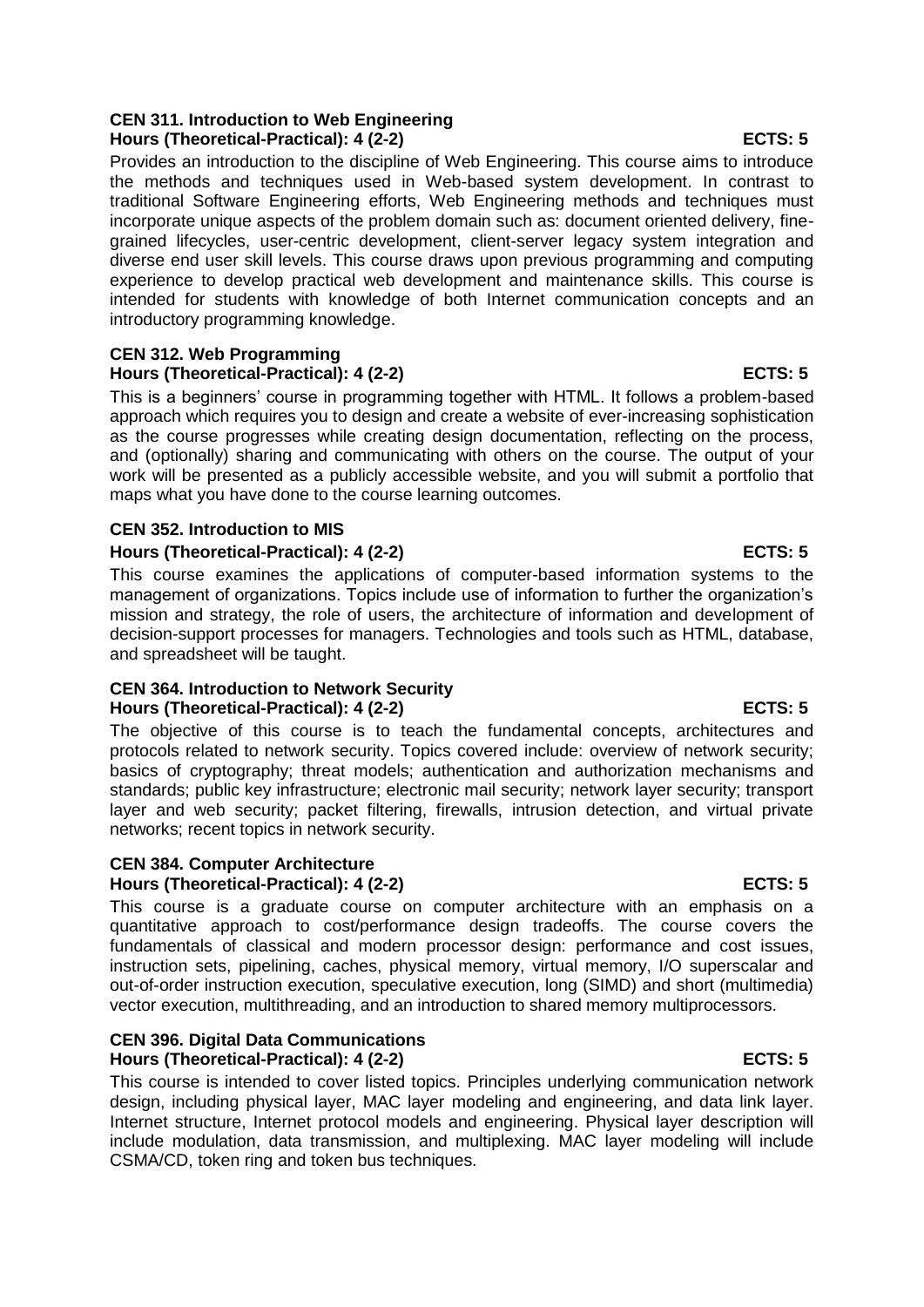**CEN 311. Introduction to Web Engineering**
**Hours (Theoretical-Practical): 4 (2-2) ECTS: 5**

Provides an introduction to the discipline of Web Engineering. This course aims to introduce the methods and techniques used in Web-based system development. In contrast to traditional Software Engineering efforts, Web Engineering methods and techniques must incorporate unique aspects of the problem domain such as: document oriented delivery, fine-grained lifecycles, user-centric development, client-server legacy system integration and diverse end user skill levels. This course draws upon previous programming and computing experience to develop practical web development and maintenance skills. This course is intended for students with knowledge of both Internet communication concepts and an introductory programming knowledge.

**CEN 312. Web Programming**
**Hours (Theoretical-Practical): 4 (2-2) ECTS: 5**

This is a beginners' course in programming together with HTML. It follows a problem-based approach which requires you to design and create a website of ever-increasing sophistication as the course progresses while creating design documentation, reflecting on the process, and (optionally) sharing and communicating with others on the course. The output of your work will be presented as a publicly accessible website, and you will submit a portfolio that maps what you have done to the course learning outcomes.

**CEN 352. Introduction to MIS**
**Hours (Theoretical-Practical): 4 (2-2) ECTS: 5**

This course examines the applications of computer-based information systems to the management of organizations. Topics include use of information to further the organization's mission and strategy, the role of users, the architecture of information and development of decision-support processes for managers. Technologies and tools such as HTML, database, and spreadsheet will be taught.

**CEN 364. Introduction to Network Security**
**Hours (Theoretical-Practical): 4 (2-2) ECTS: 5**

The objective of this course is to teach the fundamental concepts, architectures and protocols related to network security. Topics covered include: overview of network security; basics of cryptography; threat models; authentication and authorization mechanisms and standards; public key infrastructure; electronic mail security; network layer security; transport layer and web security; packet filtering, firewalls, intrusion detection, and virtual private networks; recent topics in network security.

**CEN 384. Computer Architecture**
**Hours (Theoretical-Practical): 4 (2-2) ECTS: 5**

This course is a graduate course on computer architecture with an emphasis on a quantitative approach to cost/performance design tradeoffs. The course covers the fundamentals of classical and modern processor design: performance and cost issues, instruction sets, pipelining, caches, physical memory, virtual memory, I/O superscalar and out-of-order instruction execution, speculative execution, long (SIMD) and short (multimedia) vector execution, multithreading, and an introduction to shared memory multiprocessors.

**CEN 396. Digital Data Communications**
**Hours (Theoretical-Practical): 4 (2-2) ECTS: 5**

This course is intended to cover listed topics. Principles underlying communication network design, including physical layer, MAC layer modeling and engineering, and data link layer. Internet structure, Internet protocol models and engineering. Physical layer description will include modulation, data transmission, and multiplexing. MAC layer modeling will include CSMA/CD, token ring and token bus techniques.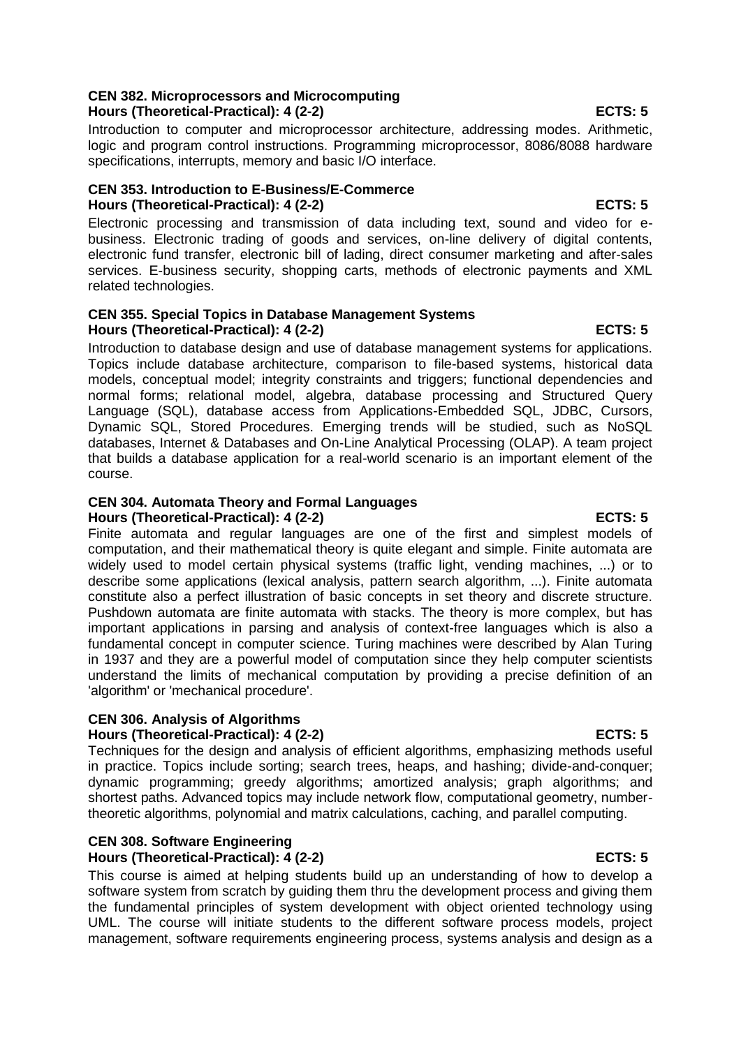### CEN 382. Microprocessors and Microcomputing

**Hours (Theoretical-Practical): 4 (2-2) ECTS: 5**

Introduction to computer and microprocessor architecture, addressing modes. Arithmetic, logic and program control instructions. Programming microprocessor, 8086/8088 hardware specifications, interrupts, memory and basic I/O interface.

### CEN 353. Introduction to E-Business/E-Commerce

**Hours (Theoretical-Practical): 4 (2-2) ECTS: 5**

Electronic processing and transmission of data including text, sound and video for e-business. Electronic trading of goods and services, on-line delivery of digital contents, electronic fund transfer, electronic bill of lading, direct consumer marketing and after-sales services. E-business security, shopping carts, methods of electronic payments and XML related technologies.

### CEN 355. Special Topics in Database Management Systems

**Hours (Theoretical-Practical): 4 (2-2) ECTS: 5**

Introduction to database design and use of database management systems for applications. Topics include database architecture, comparison to file-based systems, historical data models, conceptual model; integrity constraints and triggers; functional dependencies and normal forms; relational model, algebra, database processing and Structured Query Language (SQL), database access from Applications-Embedded SQL, JDBC, Cursors, Dynamic SQL, Stored Procedures. Emerging trends will be studied, such as NoSQL databases, Internet & Databases and On-Line Analytical Processing (OLAP). A team project that builds a database application for a real-world scenario is an important element of the course.

### CEN 304. Automata Theory and Formal Languages

**Hours (Theoretical-Practical): 4 (2-2) ECTS: 5**

Finite automata and regular languages are one of the first and simplest models of computation, and their mathematical theory is quite elegant and simple. Finite automata are widely used to model certain physical systems (traffic light, vending machines, ...) or to describe some applications (lexical analysis, pattern search algorithm, ...). Finite automata constitute also a perfect illustration of basic concepts in set theory and discrete structure. Pushdown automata are finite automata with stacks. The theory is more complex, but has important applications in parsing and analysis of context-free languages which is also a fundamental concept in computer science. Turing machines were described by Alan Turing in 1937 and they are a powerful model of computation since they help computer scientists understand the limits of mechanical computation by providing a precise definition of an 'algorithm' or 'mechanical procedure'.

### CEN 306. Analysis of Algorithms

**Hours (Theoretical-Practical): 4 (2-2) ECTS: 5**

Techniques for the design and analysis of efficient algorithms, emphasizing methods useful in practice. Topics include sorting; search trees, heaps, and hashing; divide-and-conquer; dynamic programming; greedy algorithms; amortized analysis; graph algorithms; and shortest paths. Advanced topics may include network flow, computational geometry, number-theoretic algorithms, polynomial and matrix calculations, caching, and parallel computing.

### CEN 308. Software Engineering

**Hours (Theoretical-Practical): 4 (2-2) ECTS: 5**

This course is aimed at helping students build up an understanding of how to develop a software system from scratch by guiding them thru the development process and giving them the fundamental principles of system development with object oriented technology using UML. The course will initiate students to the different software process models, project management, software requirements engineering process, systems analysis and design as a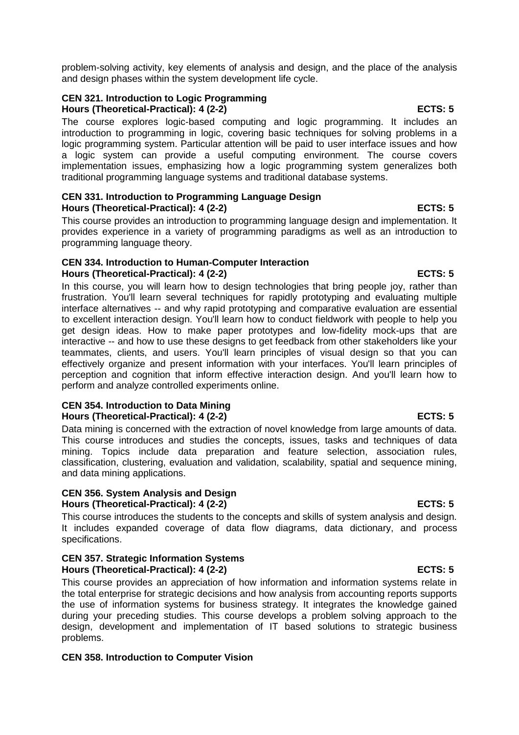problem-solving activity, key elements of analysis and design, and the place of the analysis and design phases within the system development life cycle.

**CEN 321. Introduction to Logic Programming**
**Hours (Theoretical-Practical): 4 (2-2) ECTS: 5**

The course explores logic-based computing and logic programming. It includes an introduction to programming in logic, covering basic techniques for solving problems in a logic programming system. Particular attention will be paid to user interface issues and how a logic system can provide a useful computing environment. The course covers implementation issues, emphasizing how a logic programming system generalizes both traditional programming language systems and traditional database systems.

**CEN 331. Introduction to Programming Language Design**
**Hours (Theoretical-Practical): 4 (2-2) ECTS: 5**

This course provides an introduction to programming language design and implementation. It provides experience in a variety of programming paradigms as well as an introduction to programming language theory.

**CEN 334. Introduction to Human-Computer Interaction**
**Hours (Theoretical-Practical): 4 (2-2) ECTS: 5**

In this course, you will learn how to design technologies that bring people joy, rather than frustration. You'll learn several techniques for rapidly prototyping and evaluating multiple interface alternatives -- and why rapid prototyping and comparative evaluation are essential to excellent interaction design. You'll learn how to conduct fieldwork with people to help you get design ideas. How to make paper prototypes and low-fidelity mock-ups that are interactive -- and how to use these designs to get feedback from other stakeholders like your teammates, clients, and users. You'll learn principles of visual design so that you can effectively organize and present information with your interfaces. You'll learn principles of perception and cognition that inform effective interaction design. And you'll learn how to perform and analyze controlled experiments online.

**CEN 354. Introduction to Data Mining**
**Hours (Theoretical-Practical): 4 (2-2) ECTS: 5**

Data mining is concerned with the extraction of novel knowledge from large amounts of data. This course introduces and studies the concepts, issues, tasks and techniques of data mining. Topics include data preparation and feature selection, association rules, classification, clustering, evaluation and validation, scalability, spatial and sequence mining, and data mining applications.

**CEN 356. System Analysis and Design**
**Hours (Theoretical-Practical): 4 (2-2) ECTS: 5**

This course introduces the students to the concepts and skills of system analysis and design. It includes expanded coverage of data flow diagrams, data dictionary, and process specifications.

**CEN 357. Strategic Information Systems**
**Hours (Theoretical-Practical): 4 (2-2) ECTS: 5**

This course provides an appreciation of how information and information systems relate in the total enterprise for strategic decisions and how analysis from accounting reports supports the use of information systems for business strategy. It integrates the knowledge gained during your preceding studies. This course develops a problem solving approach to the design, development and implementation of IT based solutions to strategic business problems.

**CEN 358. Introduction to Computer Vision**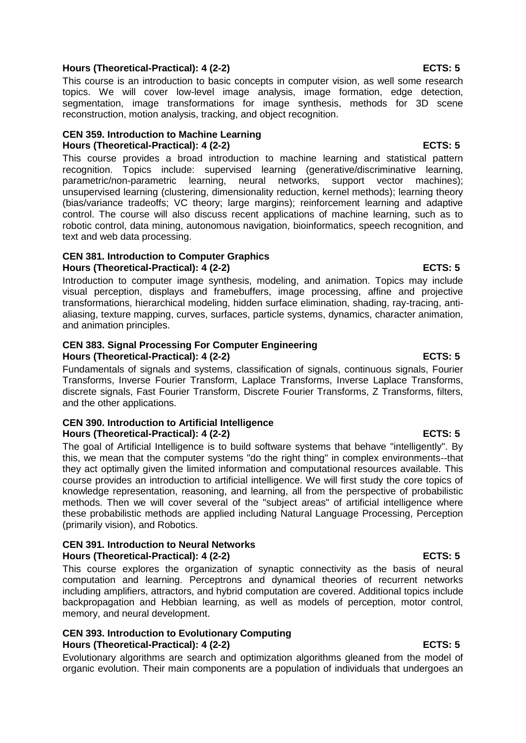**Hours (Theoretical-Practical): 4 (2-2) ECTS: 5**

This course is an introduction to basic concepts in computer vision, as well some research topics. We will cover low-level image analysis, image formation, edge detection, segmentation, image transformations for image synthesis, methods for 3D scene reconstruction, motion analysis, tracking, and object recognition.

### CEN 359. Introduction to Machine Learning

**Hours (Theoretical-Practical): 4 (2-2) ECTS: 5**

This course provides a broad introduction to machine learning and statistical pattern recognition. Topics include: supervised learning (generative/discriminative learning, parametric/non-parametric learning, neural networks, support vector machines); unsupervised learning (clustering, dimensionality reduction, kernel methods); learning theory (bias/variance tradeoffs; VC theory; large margins); reinforcement learning and adaptive control. The course will also discuss recent applications of machine learning, such as to robotic control, data mining, autonomous navigation, bioinformatics, speech recognition, and text and web data processing.

### CEN 381. Introduction to Computer Graphics

**Hours (Theoretical-Practical): 4 (2-2) ECTS: 5**

Introduction to computer image synthesis, modeling, and animation. Topics may include visual perception, displays and framebuffers, image processing, affine and projective transformations, hierarchical modeling, hidden surface elimination, shading, ray-tracing, anti-aliasing, texture mapping, curves, surfaces, particle systems, dynamics, character animation, and animation principles.

### CEN 383. Signal Processing For Computer Engineering

**Hours (Theoretical-Practical): 4 (2-2) ECTS: 5**

Fundamentals of signals and systems, classification of signals, continuous signals, Fourier Transforms, Inverse Fourier Transform, Laplace Transforms, Inverse Laplace Transforms, discrete signals, Fast Fourier Transform, Discrete Fourier Transforms, Z Transforms, filters, and the other applications.

### CEN 390. Introduction to Artificial Intelligence

**Hours (Theoretical-Practical): 4 (2-2) ECTS: 5**

The goal of Artificial Intelligence is to build software systems that behave "intelligently". By this, we mean that the computer systems "do the right thing" in complex environments--that they act optimally given the limited information and computational resources available. This course provides an introduction to artificial intelligence. We will first study the core topics of knowledge representation, reasoning, and learning, all from the perspective of probabilistic methods. Then we will cover several of the "subject areas" of artificial intelligence where these probabilistic methods are applied including Natural Language Processing, Perception (primarily vision), and Robotics.

### CEN 391. Introduction to Neural Networks

**Hours (Theoretical-Practical): 4 (2-2) ECTS: 5**

This course explores the organization of synaptic connectivity as the basis of neural computation and learning. Perceptrons and dynamical theories of recurrent networks including amplifiers, attractors, and hybrid computation are covered. Additional topics include backpropagation and Hebbian learning, as well as models of perception, motor control, memory, and neural development.

### CEN 393. Introduction to Evolutionary Computing

**Hours (Theoretical-Practical): 4 (2-2) ECTS: 5**

Evolutionary algorithms are search and optimization algorithms gleaned from the model of organic evolution. Their main components are a population of individuals that undergoes an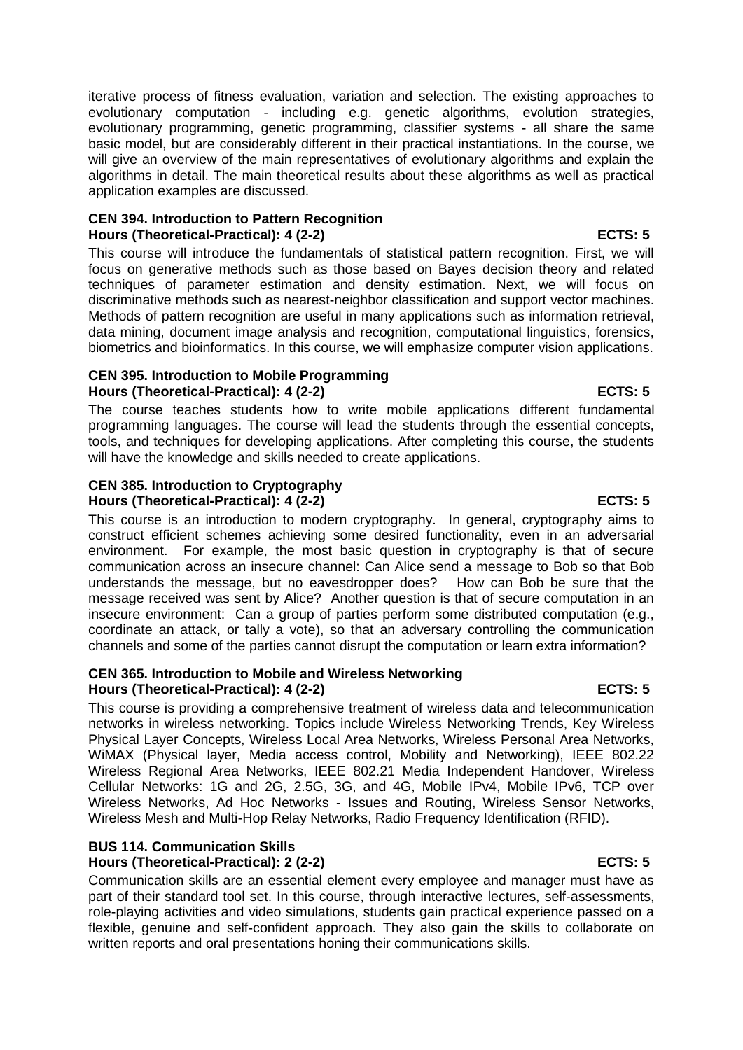iterative process of fitness evaluation, variation and selection. The existing approaches to evolutionary computation - including e.g. genetic algorithms, evolution strategies, evolutionary programming, genetic programming, classifier systems - all share the same basic model, but are considerably different in their practical instantiations. In the course, we will give an overview of the main representatives of evolutionary algorithms and explain the algorithms in detail. The main theoretical results about these algorithms as well as practical application examples are discussed.

**CEN 394. Introduction to Pattern Recognition**
**Hours (Theoretical-Practical): 4 (2-2) ECTS: 5**

This course will introduce the fundamentals of statistical pattern recognition. First, we will focus on generative methods such as those based on Bayes decision theory and related techniques of parameter estimation and density estimation. Next, we will focus on discriminative methods such as nearest-neighbor classification and support vector machines. Methods of pattern recognition are useful in many applications such as information retrieval, data mining, document image analysis and recognition, computational linguistics, forensics, biometrics and bioinformatics. In this course, we will emphasize computer vision applications.

**CEN 395. Introduction to Mobile Programming**
**Hours (Theoretical-Practical): 4 (2-2) ECTS: 5**

The course teaches students how to write mobile applications different fundamental programming languages. The course will lead the students through the essential concepts, tools, and techniques for developing applications. After completing this course, the students will have the knowledge and skills needed to create applications.

**CEN 385. Introduction to Cryptography**
**Hours (Theoretical-Practical): 4 (2-2) ECTS: 5**

This course is an introduction to modern cryptography. In general, cryptography aims to construct efficient schemes achieving some desired functionality, even in an adversarial environment. For example, the most basic question in cryptography is that of secure communication across an insecure channel: Can Alice send a message to Bob so that Bob understands the message, but no eavesdropper does? How can Bob be sure that the message received was sent by Alice? Another question is that of secure computation in an insecure environment: Can a group of parties perform some distributed computation (e.g., coordinate an attack, or tally a vote), so that an adversary controlling the communication channels and some of the parties cannot disrupt the computation or learn extra information?

**CEN 365. Introduction to Mobile and Wireless Networking**
**Hours (Theoretical-Practical): 4 (2-2) ECTS: 5**

This course is providing a comprehensive treatment of wireless data and telecommunication networks in wireless networking. Topics include Wireless Networking Trends, Key Wireless Physical Layer Concepts, Wireless Local Area Networks, Wireless Personal Area Networks, WiMAX (Physical layer, Media access control, Mobility and Networking), IEEE 802.22 Wireless Regional Area Networks, IEEE 802.21 Media Independent Handover, Wireless Cellular Networks: 1G and 2G, 2.5G, 3G, and 4G, Mobile IPv4, Mobile IPv6, TCP over Wireless Networks, Ad Hoc Networks - Issues and Routing, Wireless Sensor Networks, Wireless Mesh and Multi-Hop Relay Networks, Radio Frequency Identification (RFID).

**BUS 114. Communication Skills**
**Hours (Theoretical-Practical): 2 (2-2) ECTS: 5**

Communication skills are an essential element every employee and manager must have as part of their standard tool set. In this course, through interactive lectures, self-assessments, role-playing activities and video simulations, students gain practical experience passed on a flexible, genuine and self-confident approach. They also gain the skills to collaborate on written reports and oral presentations honing their communications skills.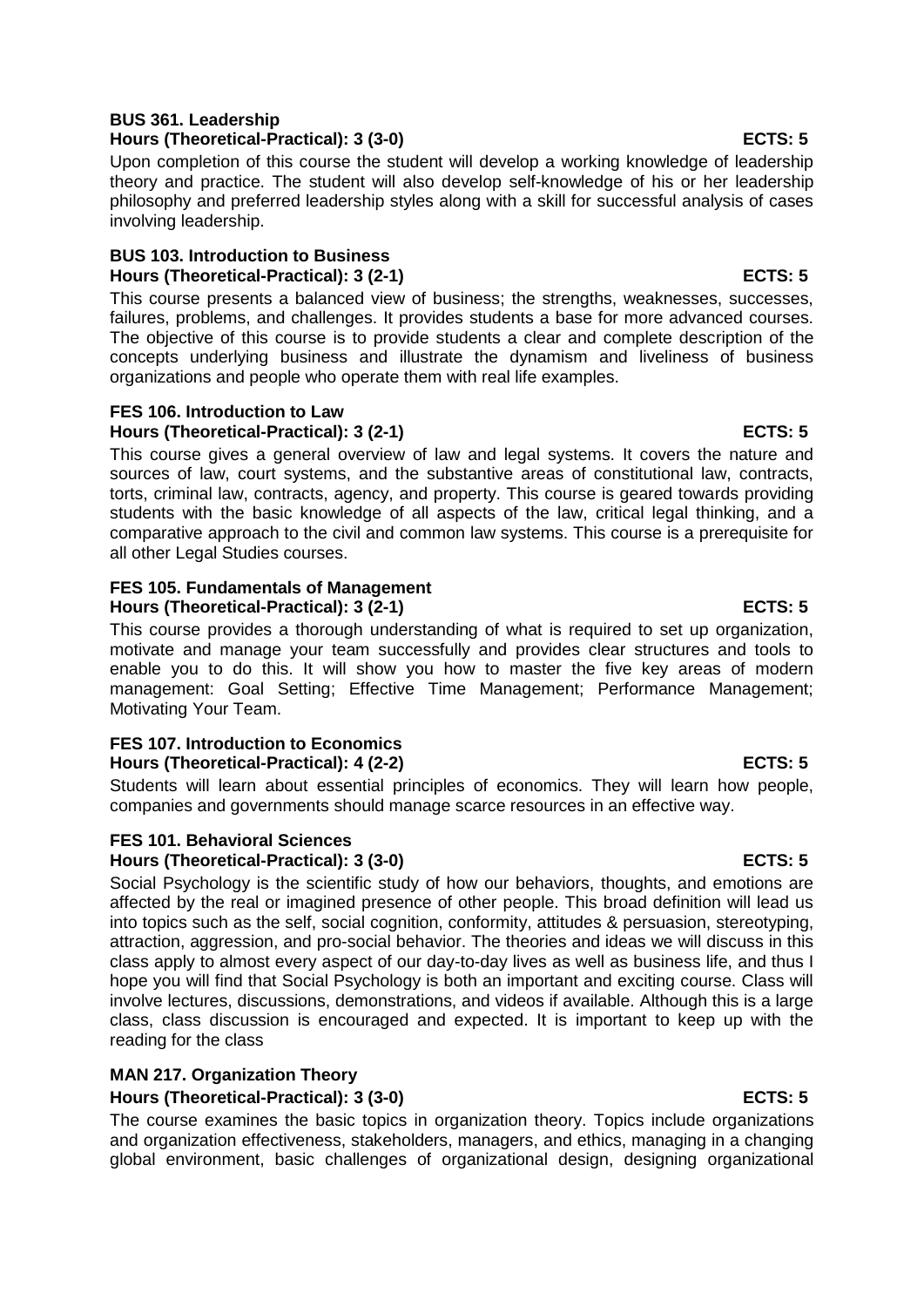**BUS 361. Leadership**
**Hours (Theoretical-Practical): 3 (3-0) ECTS: 5**

Upon completion of this course the student will develop a working knowledge of leadership theory and practice. The student will also develop self-knowledge of his or her leadership philosophy and preferred leadership styles along with a skill for successful analysis of cases involving leadership.

**BUS 103. Introduction to Business**
**Hours (Theoretical-Practical): 3 (2-1) ECTS: 5**

This course presents a balanced view of business; the strengths, weaknesses, successes, failures, problems, and challenges. It provides students a base for more advanced courses. The objective of this course is to provide students a clear and complete description of the concepts underlying business and illustrate the dynamism and liveliness of business organizations and people who operate them with real life examples.

**FES 106. Introduction to Law**
**Hours (Theoretical-Practical): 3 (2-1) ECTS: 5**

This course gives a general overview of law and legal systems. It covers the nature and sources of law, court systems, and the substantive areas of constitutional law, contracts, torts, criminal law, contracts, agency, and property. This course is geared towards providing students with the basic knowledge of all aspects of the law, critical legal thinking, and a comparative approach to the civil and common law systems. This course is a prerequisite for all other Legal Studies courses.

**FES 105. Fundamentals of Management**
**Hours (Theoretical-Practical): 3 (2-1) ECTS: 5**

This course provides a thorough understanding of what is required to set up organization, motivate and manage your team successfully and provides clear structures and tools to enable you to do this. It will show you how to master the five key areas of modern management: Goal Setting; Effective Time Management; Performance Management; Motivating Your Team.

**FES 107. Introduction to Economics**
**Hours (Theoretical-Practical): 4 (2-2) ECTS: 5**

Students will learn about essential principles of economics. They will learn how people, companies and governments should manage scarce resources in an effective way.

**FES 101. Behavioral Sciences**
**Hours (Theoretical-Practical): 3 (3-0) ECTS: 5**

Social Psychology is the scientific study of how our behaviors, thoughts, and emotions are affected by the real or imagined presence of other people. This broad definition will lead us into topics such as the self, social cognition, conformity, attitudes & persuasion, stereotyping, attraction, aggression, and pro-social behavior. The theories and ideas we will discuss in this class apply to almost every aspect of our day-to-day lives as well as business life, and thus I hope you will find that Social Psychology is both an important and exciting course. Class will involve lectures, discussions, demonstrations, and videos if available. Although this is a large class, class discussion is encouraged and expected. It is important to keep up with the reading for the class

**MAN 217. Organization Theory**
**Hours (Theoretical-Practical): 3 (3-0) ECTS: 5**

The course examines the basic topics in organization theory. Topics include organizations and organization effectiveness, stakeholders, managers, and ethics, managing in a changing global environment, basic challenges of organizational design, designing organizational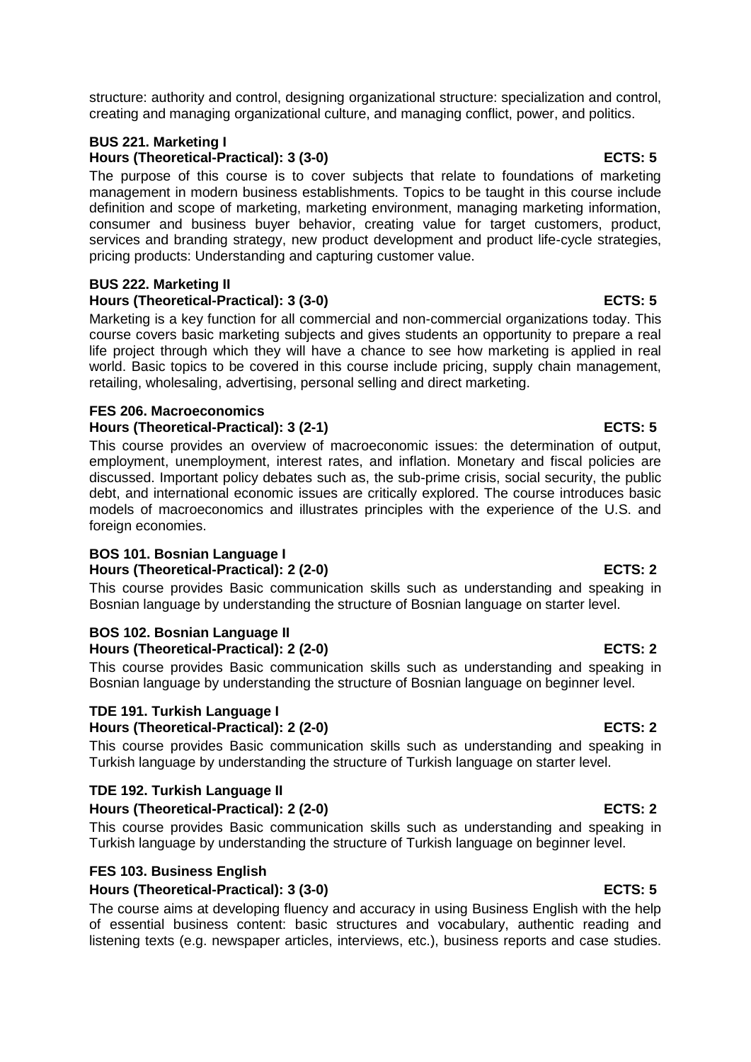structure: authority and control, designing organizational structure: specialization and control, creating and managing organizational culture, and managing conflict, power, and politics.

**BUS 221. Marketing I**
**Hours (Theoretical-Practical): 3 (3-0) ECTS: 5**

The purpose of this course is to cover subjects that relate to foundations of marketing management in modern business establishments. Topics to be taught in this course include definition and scope of marketing, marketing environment, managing marketing information, consumer and business buyer behavior, creating value for target customers, product, services and branding strategy, new product development and product life-cycle strategies, pricing products: Understanding and capturing customer value.

**BUS 222. Marketing II**
**Hours (Theoretical-Practical): 3 (3-0) ECTS: 5**

Marketing is a key function for all commercial and non-commercial organizations today. This course covers basic marketing subjects and gives students an opportunity to prepare a real life project through which they will have a chance to see how marketing is applied in real world. Basic topics to be covered in this course include pricing, supply chain management, retailing, wholesaling, advertising, personal selling and direct marketing.

**FES 206. Macroeconomics**
**Hours (Theoretical-Practical): 3 (2-1) ECTS: 5**

This course provides an overview of macroeconomic issues: the determination of output, employment, unemployment, interest rates, and inflation. Monetary and fiscal policies are discussed. Important policy debates such as, the sub-prime crisis, social security, the public debt, and international economic issues are critically explored. The course introduces basic models of macroeconomics and illustrates principles with the experience of the U.S. and foreign economies.

**BOS 101. Bosnian Language I**
**Hours (Theoretical-Practical): 2 (2-0) ECTS: 2**

This course provides Basic communication skills such as understanding and speaking in Bosnian language by understanding the structure of Bosnian language on starter level.

**BOS 102. Bosnian Language II**
**Hours (Theoretical-Practical): 2 (2-0) ECTS: 2**

This course provides Basic communication skills such as understanding and speaking in Bosnian language by understanding the structure of Bosnian language on beginner level.

**TDE 191. Turkish Language I**
**Hours (Theoretical-Practical): 2 (2-0) ECTS: 2**

This course provides Basic communication skills such as understanding and speaking in Turkish language by understanding the structure of Turkish language on starter level.

**TDE 192. Turkish Language II**
**Hours (Theoretical-Practical): 2 (2-0) ECTS: 2**

This course provides Basic communication skills such as understanding and speaking in Turkish language by understanding the structure of Turkish language on beginner level.

**FES 103. Business English**
**Hours (Theoretical-Practical): 3 (3-0) ECTS: 5**

The course aims at developing fluency and accuracy in using Business English with the help of essential business content: basic structures and vocabulary, authentic reading and listening texts (e.g. newspaper articles, interviews, etc.), business reports and case studies.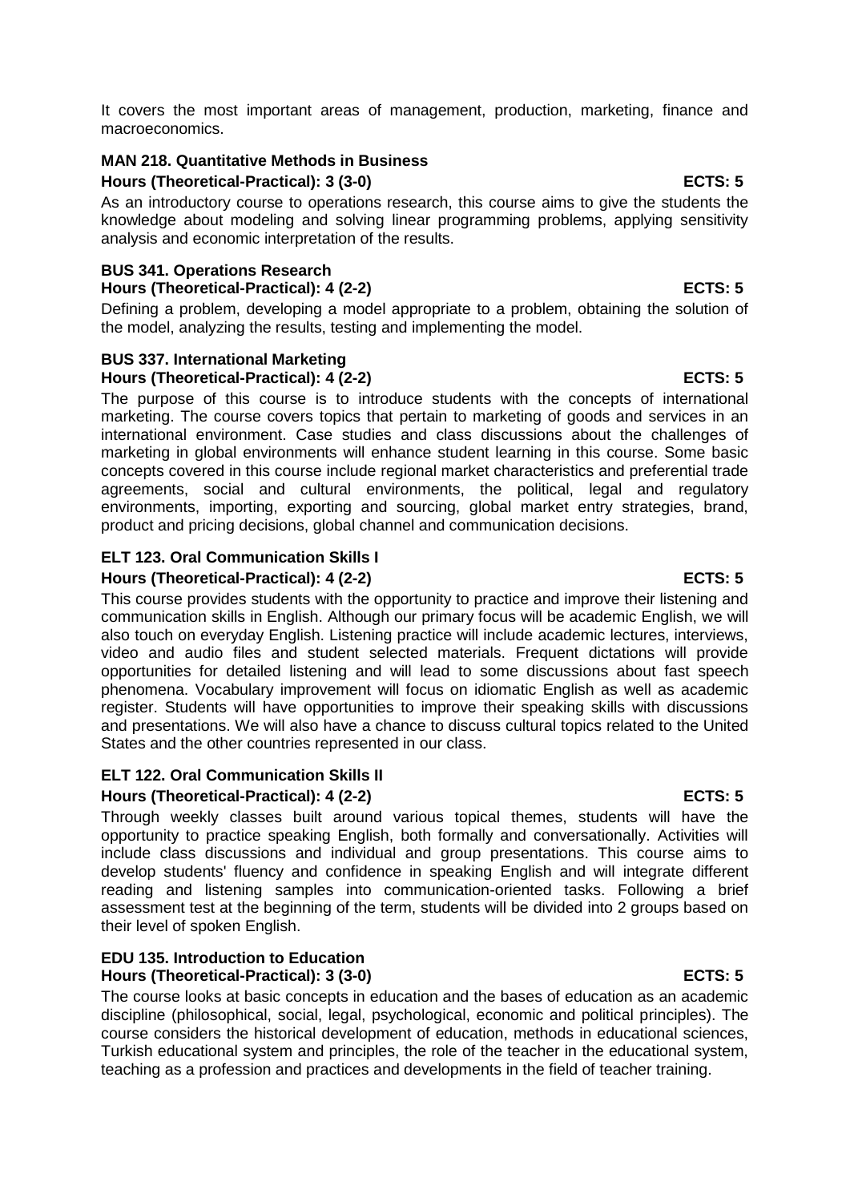It covers the most important areas of management, production, marketing, finance and macroeconomics.

**MAN 218. Quantitative Methods in Business**
**Hours (Theoretical-Practical): 3 (3-0) ECTS: 5**

As an introductory course to operations research, this course aims to give the students the knowledge about modeling and solving linear programming problems, applying sensitivity analysis and economic interpretation of the results.

**BUS 341. Operations Research**
**Hours (Theoretical-Practical): 4 (2-2) ECTS: 5**

Defining a problem, developing a model appropriate to a problem, obtaining the solution of the model, analyzing the results, testing and implementing the model.

**BUS 337. International Marketing**
**Hours (Theoretical-Practical): 4 (2-2) ECTS: 5**

The purpose of this course is to introduce students with the concepts of international marketing. The course covers topics that pertain to marketing of goods and services in an international environment. Case studies and class discussions about the challenges of marketing in global environments will enhance student learning in this course. Some basic concepts covered in this course include regional market characteristics and preferential trade agreements, social and cultural environments, the political, legal and regulatory environments, importing, exporting and sourcing, global market entry strategies, brand, product and pricing decisions, global channel and communication decisions.

**ELT 123. Oral Communication Skills I**
**Hours (Theoretical-Practical): 4 (2-2) ECTS: 5**

This course provides students with the opportunity to practice and improve their listening and communication skills in English. Although our primary focus will be academic English, we will also touch on everyday English. Listening practice will include academic lectures, interviews, video and audio files and student selected materials. Frequent dictations will provide opportunities for detailed listening and will lead to some discussions about fast speech phenomena. Vocabulary improvement will focus on idiomatic English as well as academic register. Students will have opportunities to improve their speaking skills with discussions and presentations. We will also have a chance to discuss cultural topics related to the United States and the other countries represented in our class.

**ELT 122. Oral Communication Skills II**
**Hours (Theoretical-Practical): 4 (2-2) ECTS: 5**

Through weekly classes built around various topical themes, students will have the opportunity to practice speaking English, both formally and conversationally. Activities will include class discussions and individual and group presentations. This course aims to develop students' fluency and confidence in speaking English and will integrate different reading and listening samples into communication-oriented tasks. Following a brief assessment test at the beginning of the term, students will be divided into 2 groups based on their level of spoken English.

**EDU 135. Introduction to Education**
**Hours (Theoretical-Practical): 3 (3-0) ECTS: 5**

The course looks at basic concepts in education and the bases of education as an academic discipline (philosophical, social, legal, psychological, economic and political principles). The course considers the historical development of education, methods in educational sciences, Turkish educational system and principles, the role of the teacher in the educational system, teaching as a profession and practices and developments in the field of teacher training.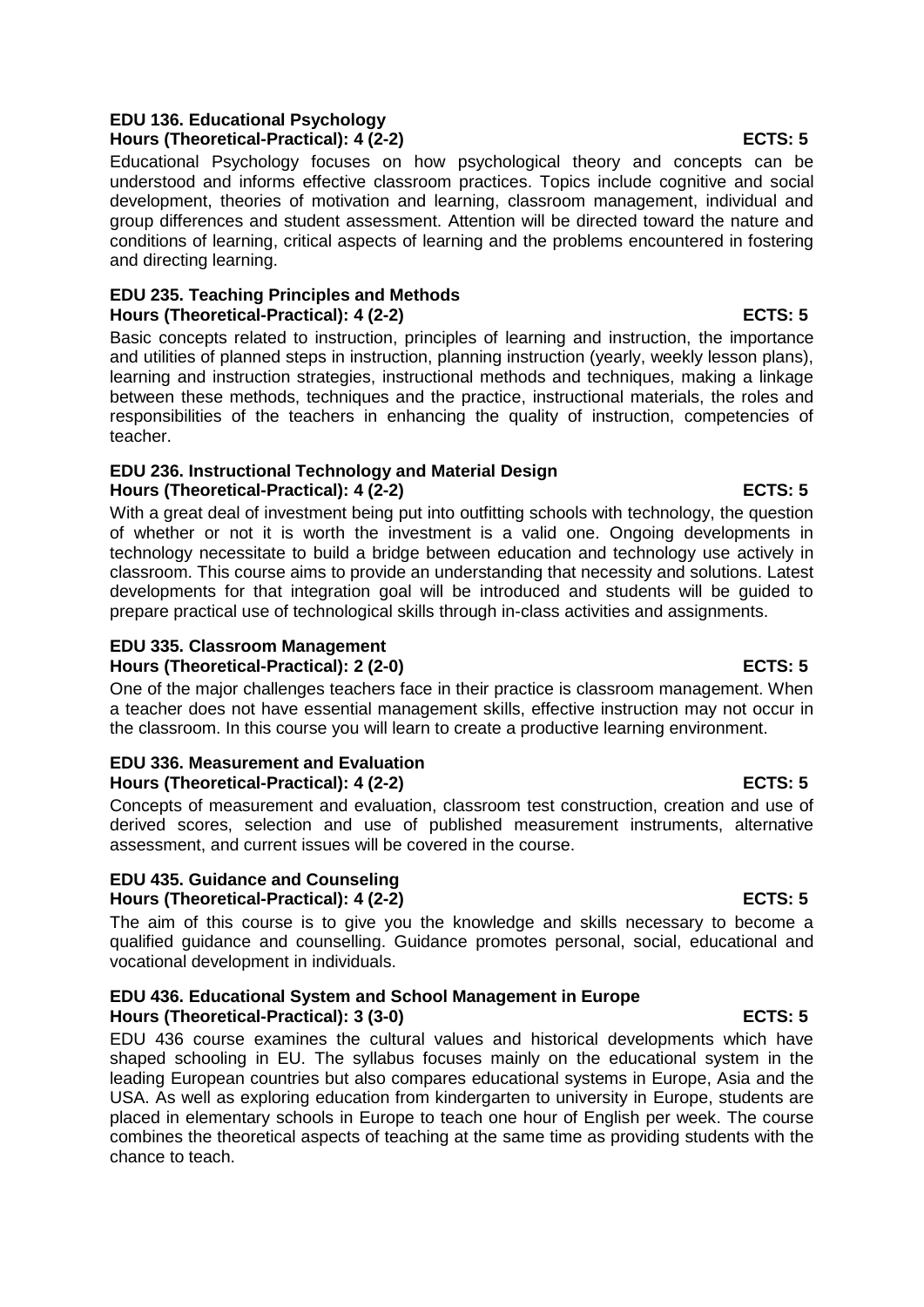**EDU 136. Educational Psychology**
**Hours (Theoretical-Practical): 4 (2-2) ECTS: 5**

Educational Psychology focuses on how psychological theory and concepts can be understood and informs effective classroom practices. Topics include cognitive and social development, theories of motivation and learning, classroom management, individual and group differences and student assessment. Attention will be directed toward the nature and conditions of learning, critical aspects of learning and the problems encountered in fostering and directing learning.

**EDU 235. Teaching Principles and Methods**
**Hours (Theoretical-Practical): 4 (2-2) ECTS: 5**

Basic concepts related to instruction, principles of learning and instruction, the importance and utilities of planned steps in instruction, planning instruction (yearly, weekly lesson plans), learning and instruction strategies, instructional methods and techniques, making a linkage between these methods, techniques and the practice, instructional materials, the roles and responsibilities of the teachers in enhancing the quality of instruction, competencies of teacher.

**EDU 236. Instructional Technology and Material Design**
**Hours (Theoretical-Practical): 4 (2-2) ECTS: 5**

With a great deal of investment being put into outfitting schools with technology, the question of whether or not it is worth the investment is a valid one. Ongoing developments in technology necessitate to build a bridge between education and technology use actively in classroom. This course aims to provide an understanding that necessity and solutions. Latest developments for that integration goal will be introduced and students will be guided to prepare practical use of technological skills through in-class activities and assignments.

**EDU 335. Classroom Management**
**Hours (Theoretical-Practical): 2 (2-0) ECTS: 5**

One of the major challenges teachers face in their practice is classroom management. When a teacher does not have essential management skills, effective instruction may not occur in the classroom. In this course you will learn to create a productive learning environment.

**EDU 336. Measurement and Evaluation**
**Hours (Theoretical-Practical): 4 (2-2) ECTS: 5**

Concepts of measurement and evaluation, classroom test construction, creation and use of derived scores, selection and use of published measurement instruments, alternative assessment, and current issues will be covered in the course.

**EDU 435. Guidance and Counseling**
**Hours (Theoretical-Practical): 4 (2-2) ECTS: 5**

The aim of this course is to give you the knowledge and skills necessary to become a qualified guidance and counselling. Guidance promotes personal, social, educational and vocational development in individuals.

**EDU 436. Educational System and School Management in Europe**
**Hours (Theoretical-Practical): 3 (3-0) ECTS: 5**

EDU 436 course examines the cultural values and historical developments which have shaped schooling in EU. The syllabus focuses mainly on the educational system in the leading European countries but also compares educational systems in Europe, Asia and the USA. As well as exploring education from kindergarten to university in Europe, students are placed in elementary schools in Europe to teach one hour of English per week. The course combines the theoretical aspects of teaching at the same time as providing students with the chance to teach.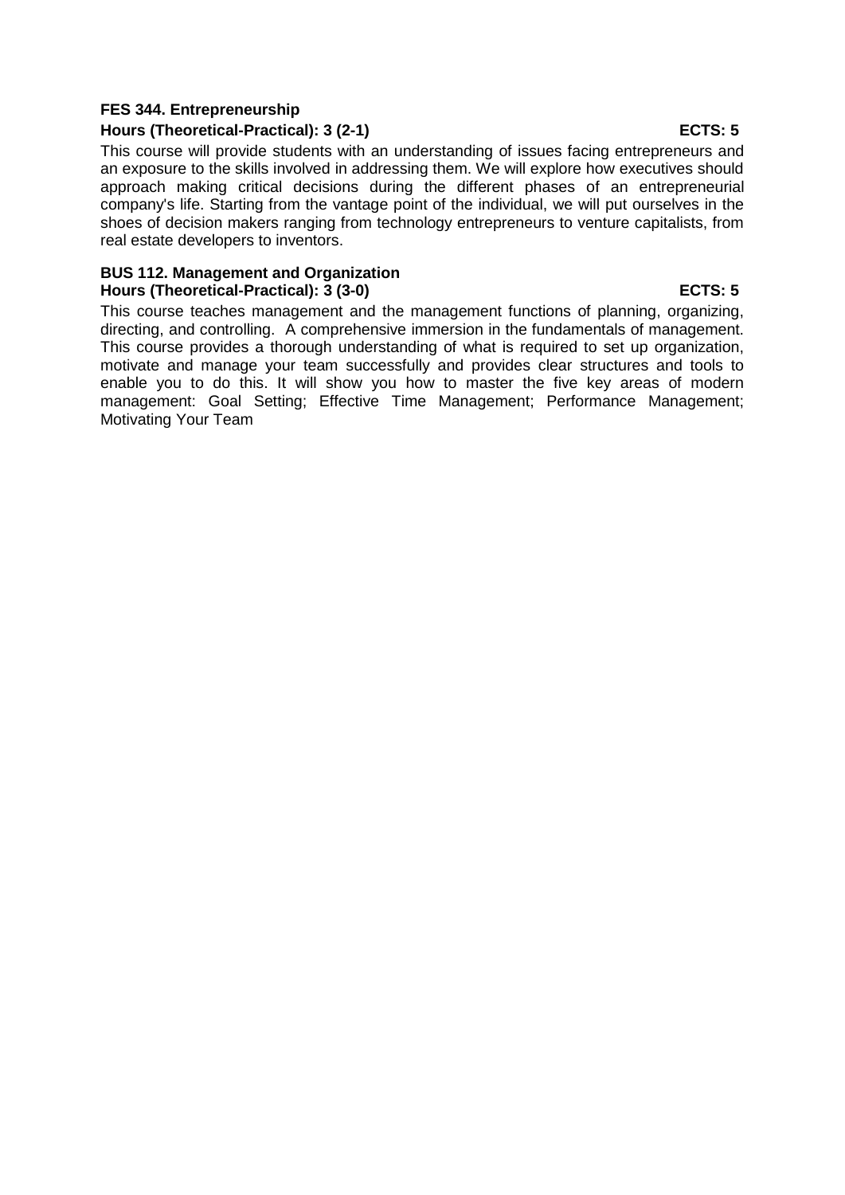**FES 344. Entrepreneurship**

**Hours (Theoretical-Practical): 3 (2-1) ECTS: 5**

This course will provide students with an understanding of issues facing entrepreneurs and an exposure to the skills involved in addressing them. We will explore how executives should approach making critical decisions during the different phases of an entrepreneurial company's life. Starting from the vantage point of the individual, we will put ourselves in the shoes of decision makers ranging from technology entrepreneurs to venture capitalists, from real estate developers to inventors.

**BUS 112. Management and Organization**

**Hours (Theoretical-Practical): 3 (3-0) ECTS: 5**

This course teaches management and the management functions of planning, organizing, directing, and controlling. A comprehensive immersion in the fundamentals of management. This course provides a thorough understanding of what is required to set up organization, motivate and manage your team successfully and provides clear structures and tools to enable you to do this. It will show you how to master the five key areas of modern management: Goal Setting; Effective Time Management; Performance Management; Motivating Your Team